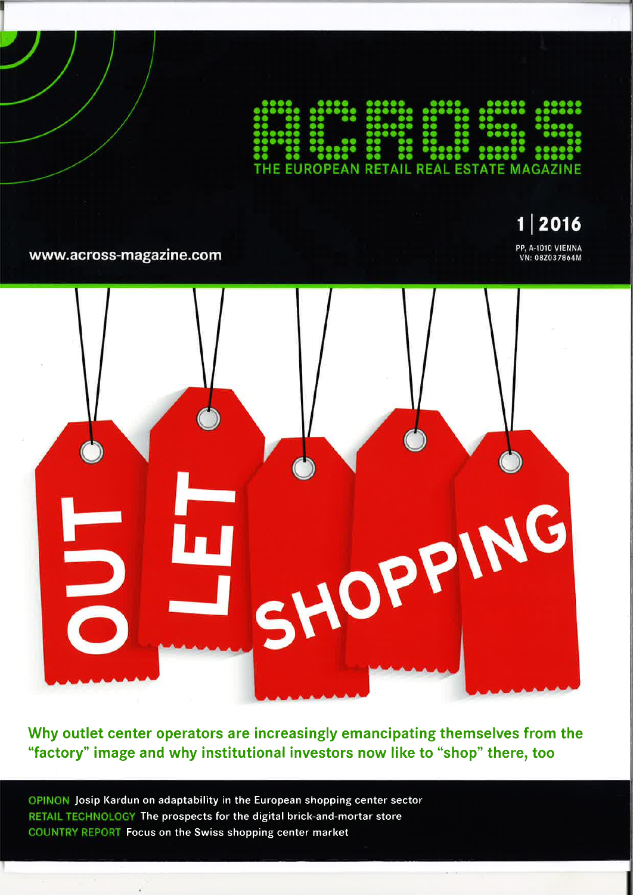# ACROSS

THE EUROPEAN RETAIL REAL ESTATE MAGAZINE

1 | 2016

PP, A-1010 VIENNA
VN: 08Z037864M

www.across-magazine.com

## OUT LET SHOPPING

**Why outlet center operators are increasingly emancipating themselves from the "factory" image and why institutional investors now like to "shop" there, too**

**OPINON** Josip Kardun on adaptability in the European shopping center sector
**RETAIL TECHNOLOGY** The prospects for the digital brick-and-mortar store
**COUNTRY REPORT** Focus on the Swiss shopping center market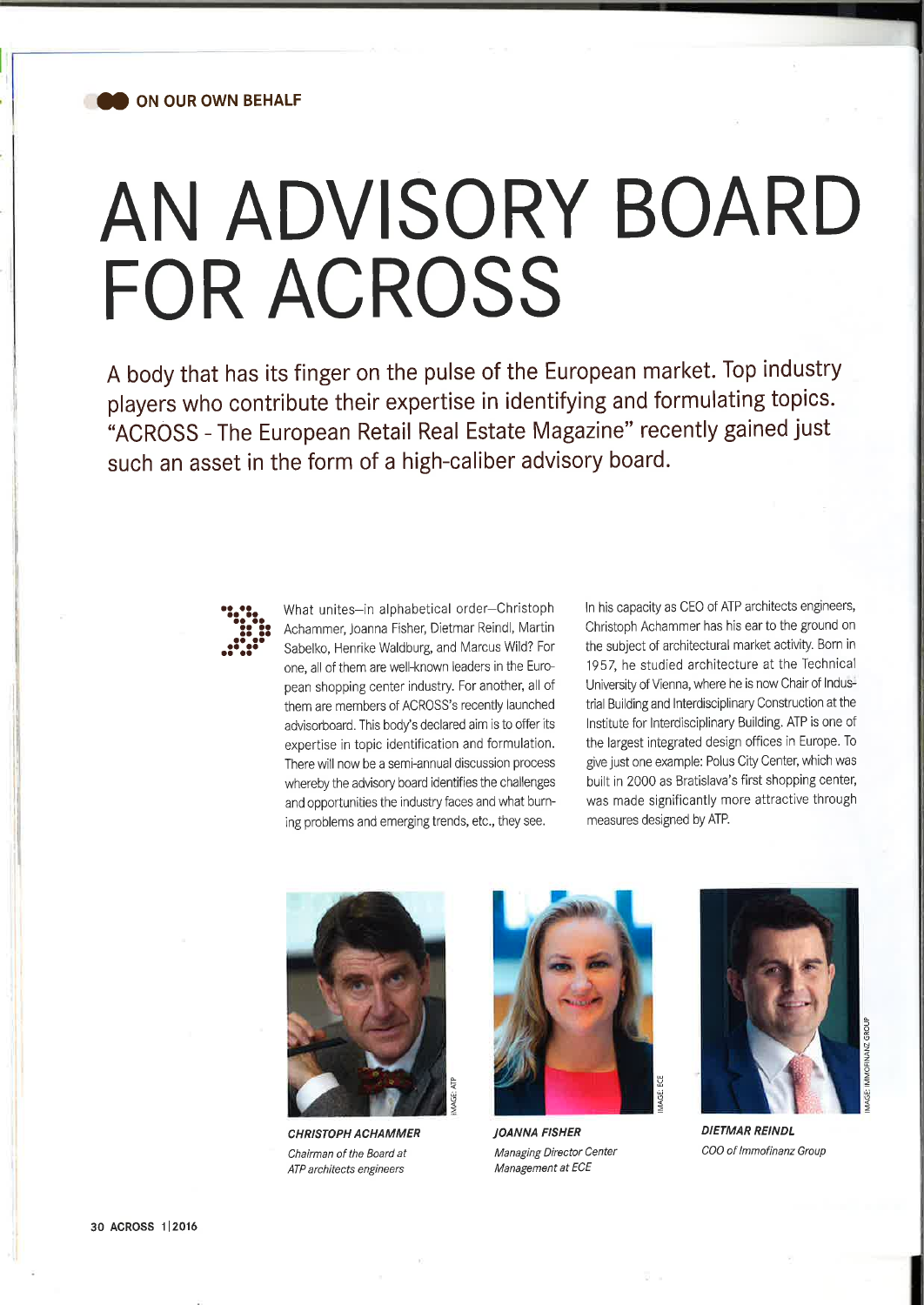ON OUR OWN BEHALF

# AN ADVISORY BOARD FOR ACROSS

A body that has its finger on the pulse of the European market. Top industry players who contribute their expertise in identifying and formulating topics. "ACROSS - The European Retail Real Estate Magazine" recently gained just such an asset in the form of a high-caliber advisory board.

What unites—in alphabetical order—Christoph Achammer, Joanna Fisher, Dietmar Reindl, Martin Sabelko, Henrike Waldburg, and Marcus Wild? For one, all of them are well-known leaders in the European shopping center industry. For another, all of them are members of ACROSS's recently launched advisorboard. This body's declared aim is to offer its expertise in topic identification and formulation. There will now be a semi-annual discussion process whereby the advisory board identifies the challenges and opportunities the industry faces and what burning problems and emerging trends, etc., they see.

In his capacity as CEO of ATP architects engineers, Christoph Achammer has his ear to the ground on the subject of architectural market activity. Born in 1957, he studied architecture at the Technical University of Vienna, where he is now Chair of Industrial Building and Interdisciplinary Construction at the Institute for Interdisciplinary Building. ATP is one of the largest integrated design offices in Europe. To give just one example: Polus City Center, which was built in 2000 as Bratislava's first shopping center, was made significantly more attractive through measures designed by ATP.

IMAGE: ATP

***CHRISTOPH ACHAMMER***
*Chairman of the Board at ATP architects engineers*

IMAGE: ECE

***JOANNA FISHER***
*Managing Director Center Management at ECE*

IMAGE: IMMOFINANZ GROUP

***DIETMAR REINDL***
*COO of Immofinanz Group*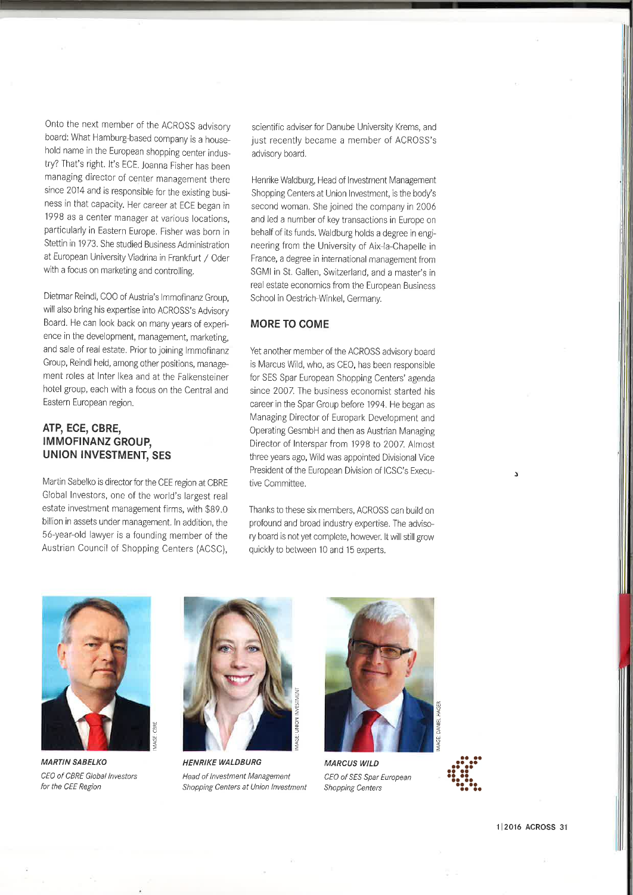Onto the next member of the ACROSS advisory board: What Hamburg-based company is a household name in the European shopping center industry? That's right. It's ECE. Joanna Fisher has been managing director of center management there since 2014 and is responsible for the existing business in that capacity. Her career at ECE began in 1998 as a center manager at various locations, particularly in Eastern Europe. Fisher was born in Stettin in 1973. She studied Business Administration at European University Viadrina in Frankfurt / Oder with a focus on marketing and controlling.

Dietmar Reindl, COO of Austria's Immofinanz Group, will also bring his expertise into ACROSS's Advisory Board. He can look back on many years of experience in the development, management, marketing, and sale of real estate. Prior to joining Immofinanz Group, Reindl held, among other positions, management roles at Inter Ikea and at the Falkensteiner hotel group, each with a focus on the Central and Eastern European region.

## ATP, ECE, CBRE, IMMOFINANZ GROUP, UNION INVESTMENT, SES

Martin Sabelko is director for the CEE region at CBRE Global Investors, one of the world's largest real estate investment management firms, with $89.0 billion in assets under management. In addition, the 56-year-old lawyer is a founding member of the Austrian Council of Shopping Centers (ACSC), scientific adviser for Danube University Krems, and just recently became a member of ACROSS's advisory board.

Henrike Waldburg, Head of Investment Management Shopping Centers at Union Investment, is the body's second woman. She joined the company in 2006 and led a number of key transactions in Europe on behalf of its funds. Waldburg holds a degree in engineering from the University of Aix-la-Chapelle in France, a degree in international management from SGMI in St. Gallen, Switzerland, and a master's in real estate economics from the European Business School in Oestrich-Winkel, Germany.

## MORE TO COME

Yet another member of the ACROSS advisory board is Marcus Wild, who, as CEO, has been responsible for SES Spar European Shopping Centers' agenda since 2007. The business economist started his career in the Spar Group before 1994. He began as Managing Director of Europark Development and Operating GesmbH and then as Austrian Managing Director of Interspar from 1998 to 2007. Almost three years ago, Wild was appointed Divisional Vice President of the European Division of ICSC's Executive Committee.

Thanks to these six members, ACROSS can build on profound and broad industry expertise. The advisory board is not yet complete, however. It will still grow quickly to between 10 and 15 experts.

IMAGE: CBRE

***MARTIN SABELKO***
*CEO of CBRE Global Investors for the CEE Region*

IMAGE: UNION INVESTMENT

***HENRIKE WALDBURG***
*Head of Investment Management Shopping Centers at Union Investment*

IMAGE: DANIEL HAGER

***MARCUS WILD***
*CEO of SES Spar European Shopping Centers*